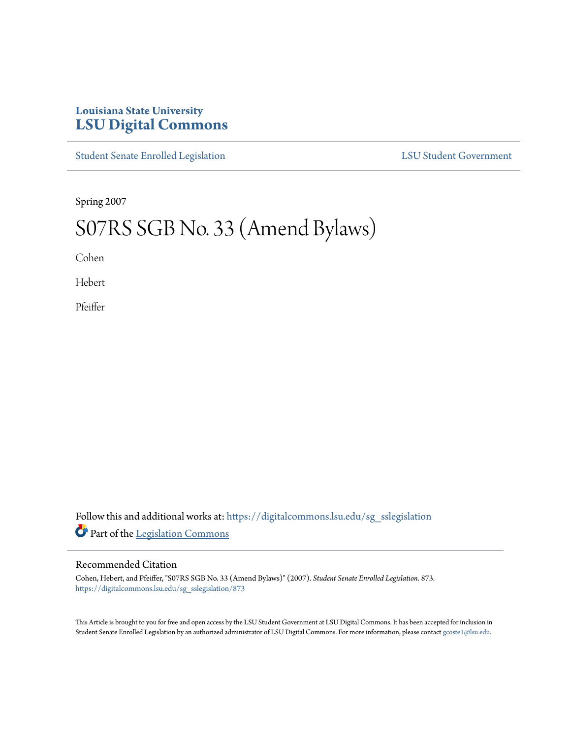Louisiana State University
# LSU Digital Commons

Student Senate Enrolled Legislation | LSU Student Government

Spring 2007

# S07RS SGB No. 33 (Amend Bylaws)

Cohen

Hebert

Pfeiffer

Follow this and additional works at: https://digitalcommons.lsu.edu/sg_sslegislation

Part of the Legislation Commons

## Recommended Citation

Cohen, Hebert, and Pfeiffer, "S07RS SGB No. 33 (Amend Bylaws)" (2007). *Student Senate Enrolled Legislation*. 873.
https://digitalcommons.lsu.edu/sg_sslegislation/873

This Article is brought to you for free and open access by the LSU Student Government at LSU Digital Commons. It has been accepted for inclusion in Student Senate Enrolled Legislation by an authorized administrator of LSU Digital Commons. For more information, please contact gcoste1@lsu.edu.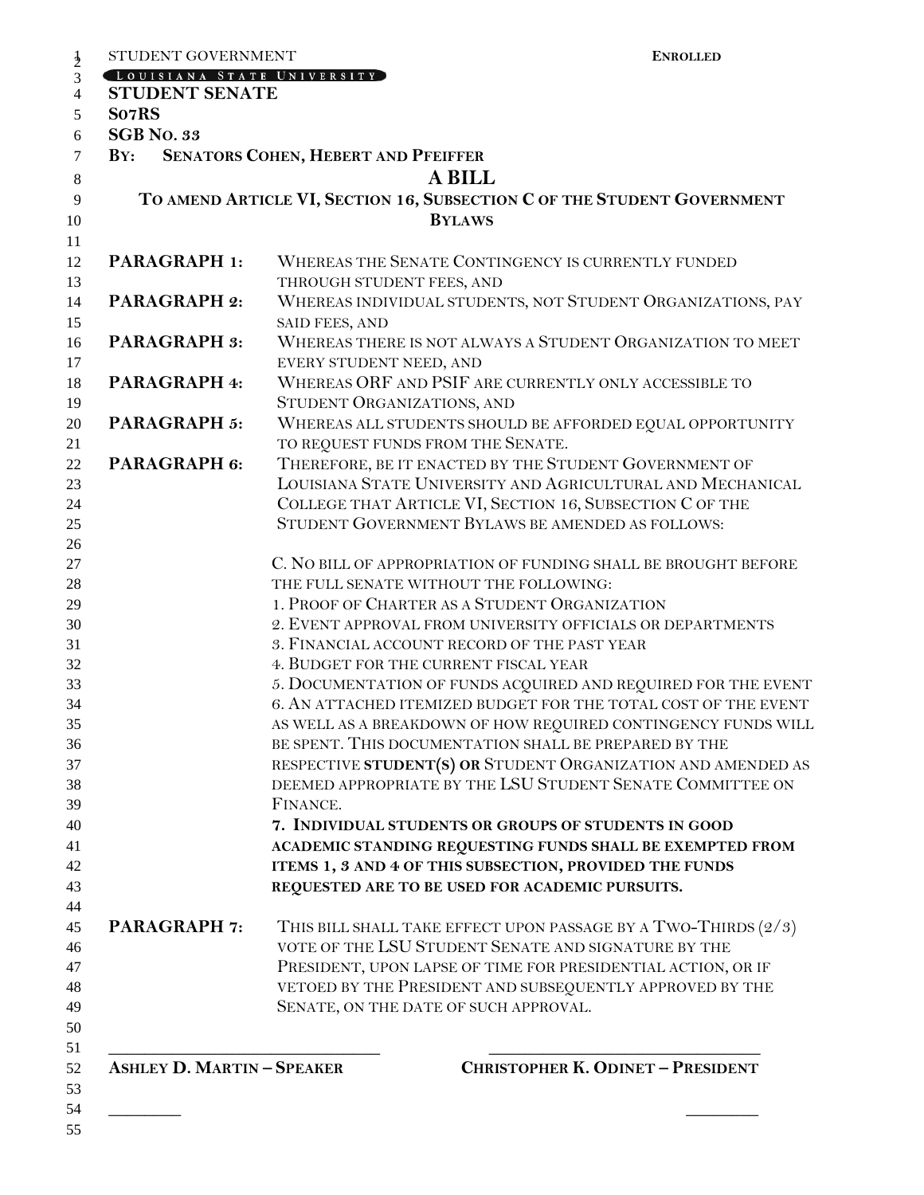STUDENT GOVERNMENT **ENROLLED**

LOUISIANA STATE UNIVERSITY

**STUDENT SENATE**

**S07RS**

**SGB NO. 33**

**BY: SENATORS COHEN, HEBERT AND PFEIFFER**

# A BILL

## TO AMEND ARTICLE VI, SECTION 16, SUBSECTION C OF THE STUDENT GOVERNMENT BYLAWS

**PARAGRAPH 1:** WHEREAS THE SENATE CONTINGENCY IS CURRENTLY FUNDED THROUGH STUDENT FEES, AND

**PARAGRAPH 2:** WHEREAS INDIVIDUAL STUDENTS, NOT STUDENT ORGANIZATIONS, PAY SAID FEES, AND

**PARAGRAPH 3:** WHEREAS THERE IS NOT ALWAYS A STUDENT ORGANIZATION TO MEET EVERY STUDENT NEED, AND

**PARAGRAPH 4:** WHEREAS ORF AND PSIF ARE CURRENTLY ONLY ACCESSIBLE TO STUDENT ORGANIZATIONS, AND

**PARAGRAPH 5:** WHEREAS ALL STUDENTS SHOULD BE AFFORDED EQUAL OPPORTUNITY TO REQUEST FUNDS FROM THE SENATE.

**PARAGRAPH 6:** THEREFORE, BE IT ENACTED BY THE STUDENT GOVERNMENT OF LOUISIANA STATE UNIVERSITY AND AGRICULTURAL AND MECHANICAL COLLEGE THAT ARTICLE VI, SECTION 16, SUBSECTION C OF THE STUDENT GOVERNMENT BYLAWS BE AMENDED AS FOLLOWS:

C. NO BILL OF APPROPRIATION OF FUNDING SHALL BE BROUGHT BEFORE THE FULL SENATE WITHOUT THE FOLLOWING:

1. PROOF OF CHARTER AS A STUDENT ORGANIZATION
2. EVENT APPROVAL FROM UNIVERSITY OFFICIALS OR DEPARTMENTS
3. FINANCIAL ACCOUNT RECORD OF THE PAST YEAR
4. BUDGET FOR THE CURRENT FISCAL YEAR
5. DOCUMENTATION OF FUNDS ACQUIRED AND REQUIRED FOR THE EVENT
6. AN ATTACHED ITEMIZED BUDGET FOR THE TOTAL COST OF THE EVENT AS WELL AS A BREAKDOWN OF HOW REQUIRED CONTINGENCY FUNDS WILL BE SPENT. THIS DOCUMENTATION SHALL BE PREPARED BY THE RESPECTIVE **STUDENT(S) OR** STUDENT ORGANIZATION AND AMENDED AS DEEMED APPROPRIATE BY THE LSU STUDENT SENATE COMMITTEE ON FINANCE.
7. **INDIVIDUAL STUDENTS OR GROUPS OF STUDENTS IN GOOD ACADEMIC STANDING REQUESTING FUNDS SHALL BE EXEMPTED FROM ITEMS 1, 3 AND 4 OF THIS SUBSECTION, PROVIDED THE FUNDS REQUESTED ARE TO BE USED FOR ACADEMIC PURSUITS.**

**PARAGRAPH 7:** THIS BILL SHALL TAKE EFFECT UPON PASSAGE BY A TWO-THIRDS (2/3) VOTE OF THE LSU STUDENT SENATE AND SIGNATURE BY THE PRESIDENT, UPON LAPSE OF TIME FOR PRESIDENTIAL ACTION, OR IF VETOED BY THE PRESIDENT AND SUBSEQUENTLY APPROVED BY THE SENATE, ON THE DATE OF SUCH APPROVAL.

\_\_\_\_\_\_\_\_\_\_\_\_\_\_\_\_\_\_\_\_\_\_\_\_\_\_\_\_\_\_ \_\_\_\_\_\_\_\_\_\_\_\_\_\_\_\_\_\_\_\_\_\_\_\_\_\_\_\_\_\_

**ASHLEY D. MARTIN – SPEAKER** **CHRISTOPHER K. ODINET – PRESIDENT**

\_\_\_\_\_\_\_\_ \_\_\_\_\_\_\_\_